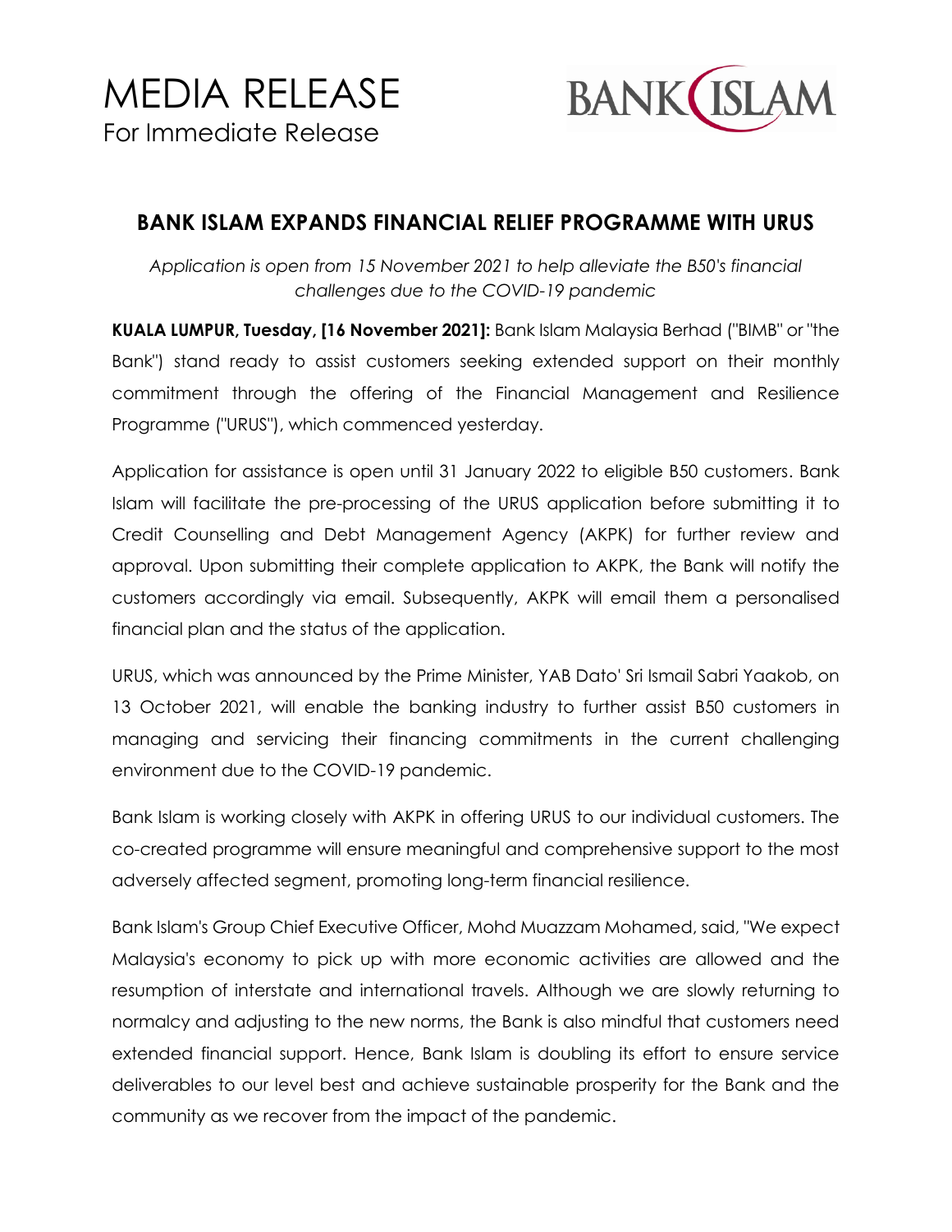# MEDIA RELEASE

For Immediate Release

BANK ISLAM

## BANK ISLAM EXPANDS FINANCIAL RELIEF PROGRAMME WITH URUS

*Application is open from 15 November 2021 to help alleviate the B50's financial challenges due to the COVID-19 pandemic*

**KUALA LUMPUR, Tuesday, [16 November 2021]:** Bank Islam Malaysia Berhad ("BIMB" or "the Bank") stand ready to assist customers seeking extended support on their monthly commitment through the offering of the Financial Management and Resilience Programme ("URUS"), which commenced yesterday.

Application for assistance is open until 31 January 2022 to eligible B50 customers. Bank Islam will facilitate the pre-processing of the URUS application before submitting it to Credit Counselling and Debt Management Agency (AKPK) for further review and approval. Upon submitting their complete application to AKPK, the Bank will notify the customers accordingly via email. Subsequently, AKPK will email them a personalised financial plan and the status of the application.

URUS, which was announced by the Prime Minister, YAB Dato' Sri Ismail Sabri Yaakob, on 13 October 2021, will enable the banking industry to further assist B50 customers in managing and servicing their financing commitments in the current challenging environment due to the COVID-19 pandemic.

Bank Islam is working closely with AKPK in offering URUS to our individual customers. The co-created programme will ensure meaningful and comprehensive support to the most adversely affected segment, promoting long-term financial resilience.

Bank Islam's Group Chief Executive Officer, Mohd Muazzam Mohamed, said, "We expect Malaysia's economy to pick up with more economic activities are allowed and the resumption of interstate and international travels. Although we are slowly returning to normalcy and adjusting to the new norms, the Bank is also mindful that customers need extended financial support. Hence, Bank Islam is doubling its effort to ensure service deliverables to our level best and achieve sustainable prosperity for the Bank and the community as we recover from the impact of the pandemic.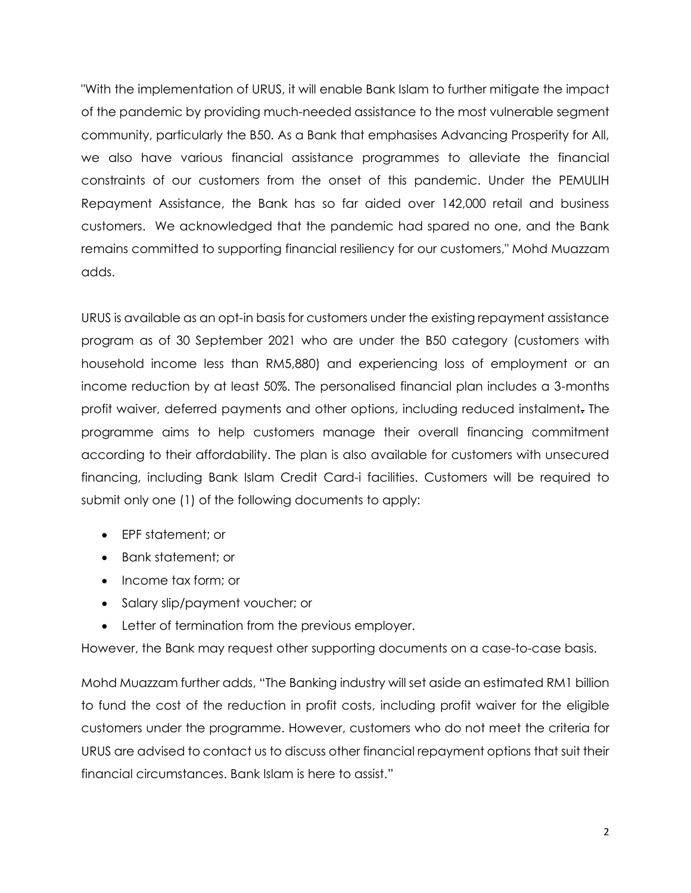"With the implementation of URUS, it will enable Bank Islam to further mitigate the impact of the pandemic by providing much-needed assistance to the most vulnerable segment community, particularly the B50. As a Bank that emphasises Advancing Prosperity for All, we also have various financial assistance programmes to alleviate the financial constraints of our customers from the onset of this pandemic. Under the PEMULIH Repayment Assistance, the Bank has so far aided over 142,000 retail and business customers. We acknowledged that the pandemic had spared no one, and the Bank remains committed to supporting financial resiliency for our customers," Mohd Muazzam adds.

URUS is available as an opt-in basis for customers under the existing repayment assistance program as of 30 September 2021 who are under the B50 category (customers with household income less than RM5,880) and experiencing loss of employment or an income reduction by at least 50%. The personalised financial plan includes a 3-months profit waiver, deferred payments and other options, including reduced instalment. The programme aims to help customers manage their overall financing commitment according to their affordability. The plan is also available for customers with unsecured financing, including Bank Islam Credit Card-i facilities. Customers will be required to submit only one (1) of the following documents to apply:

- EPF statement; or
- Bank statement; or
- Income tax form; or
- Salary slip/payment voucher; or
- Letter of termination from the previous employer.

However, the Bank may request other supporting documents on a case-to-case basis.

Mohd Muazzam further adds, "The Banking industry will set aside an estimated RM1 billion to fund the cost of the reduction in profit costs, including profit waiver for the eligible customers under the programme. However, customers who do not meet the criteria for URUS are advised to contact us to discuss other financial repayment options that suit their financial circumstances. Bank Islam is here to assist."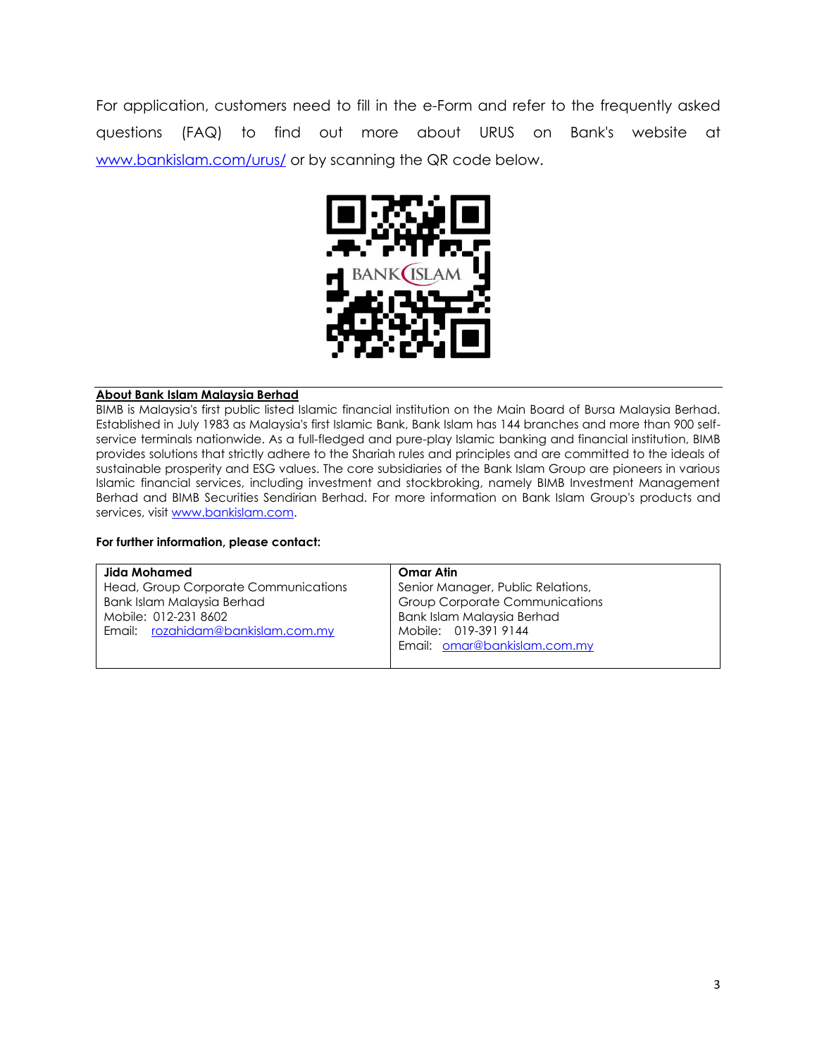For application, customers need to fill in the e-Form and refer to the frequently asked questions (FAQ) to find out more about URUS on Bank's website at www.bankislam.com/urus/ or by scanning the QR code below.

**About Bank Islam Malaysia Berhad**

BIMB is Malaysia's first public listed Islamic financial institution on the Main Board of Bursa Malaysia Berhad. Established in July 1983 as Malaysia's first Islamic Bank, Bank Islam has 144 branches and more than 900 self-service terminals nationwide. As a full-fledged and pure-play Islamic banking and financial institution, BIMB provides solutions that strictly adhere to the Shariah rules and principles and are committed to the ideals of sustainable prosperity and ESG values. The core subsidiaries of the Bank Islam Group are pioneers in various Islamic financial services, including investment and stockbroking, namely BIMB Investment Management Berhad and BIMB Securities Sendirian Berhad. For more information on Bank Islam Group's products and services, visit www.bankislam.com.

**For further information, please contact:**

| | |
|---|---|
| **Jida Mohamed**<br>Head, Group Corporate Communications<br>Bank Islam Malaysia Berhad<br>Mobile: 012-231 8602<br>Email: rozahidam@bankislam.com.my | **Omar Atin**<br>Senior Manager, Public Relations,<br>Group Corporate Communications<br>Bank Islam Malaysia Berhad<br>Mobile: 019-391 9144<br>Email: omar@bankislam.com.my |